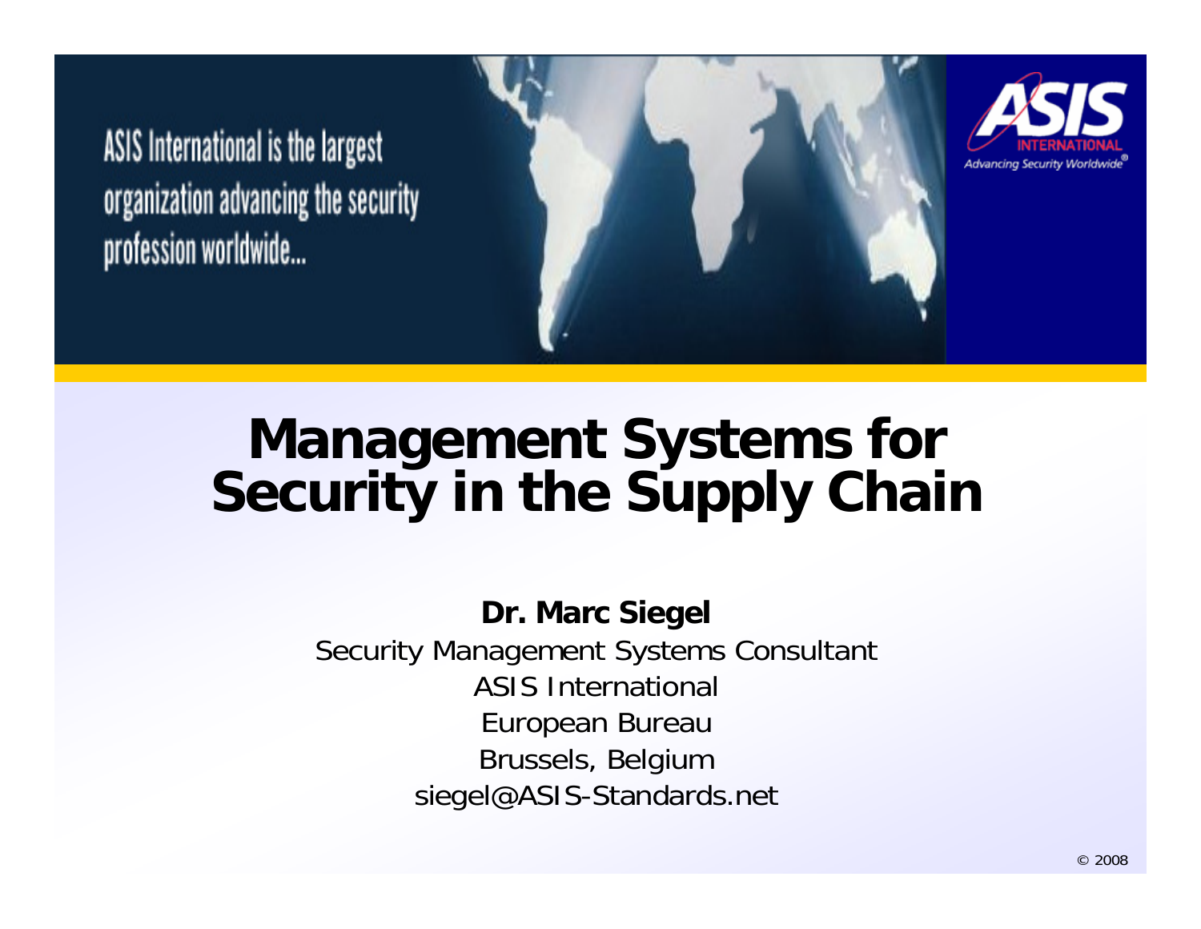ASIS International is the largest organization advancing the security profession worldwide...

ASIS INTERNATIONAL
Advancing Security Worldwide®

# Management Systems for Security in the Supply Chain

**Dr. Marc Siegel**

Security Management Systems Consultant
ASIS International
European Bureau
Brussels, Belgium
siegel@ASIS-Standards.net

© 2008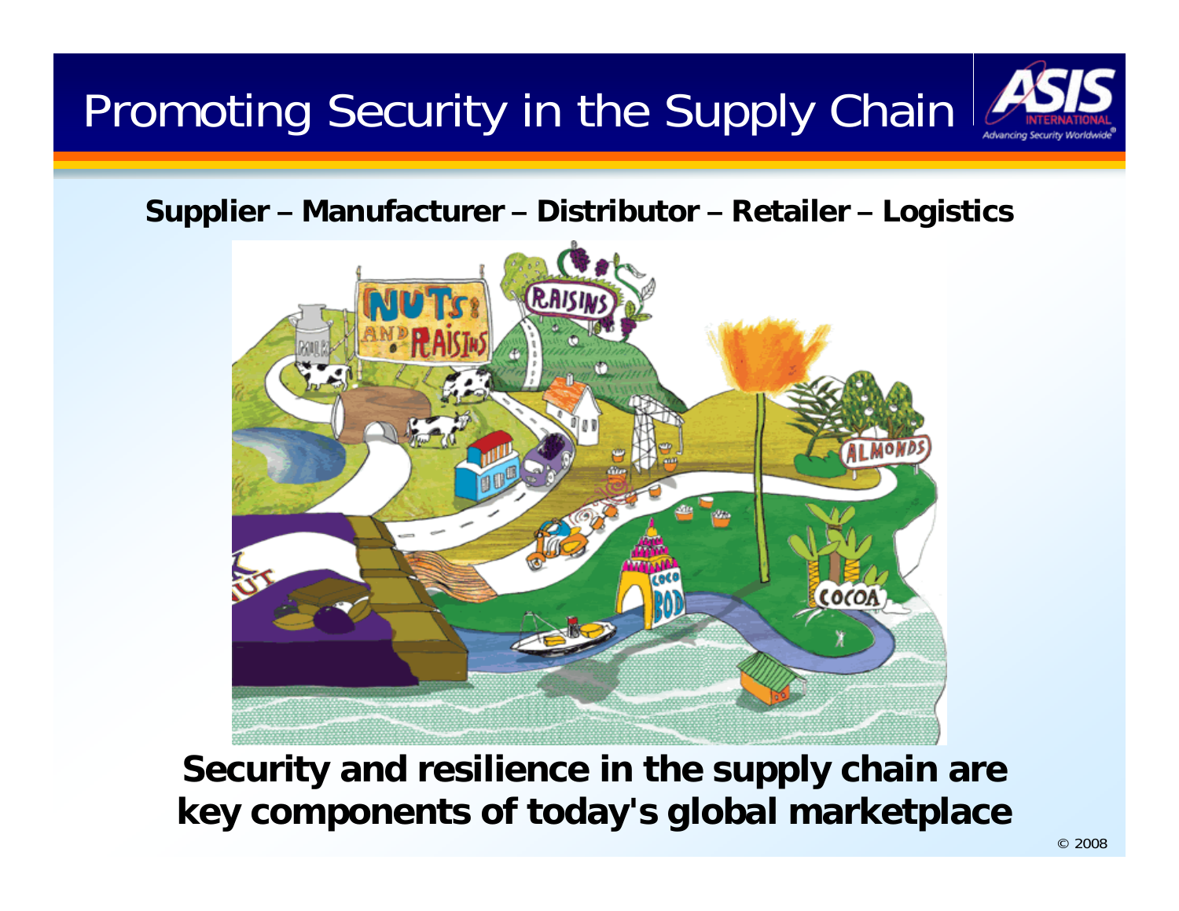# Promoting Security in the Supply Chain

**Supplier – Manufacturer – Distributor – Retailer – Logistics**

**Security and resilience in the supply chain are key components of today's global marketplace**

© 2008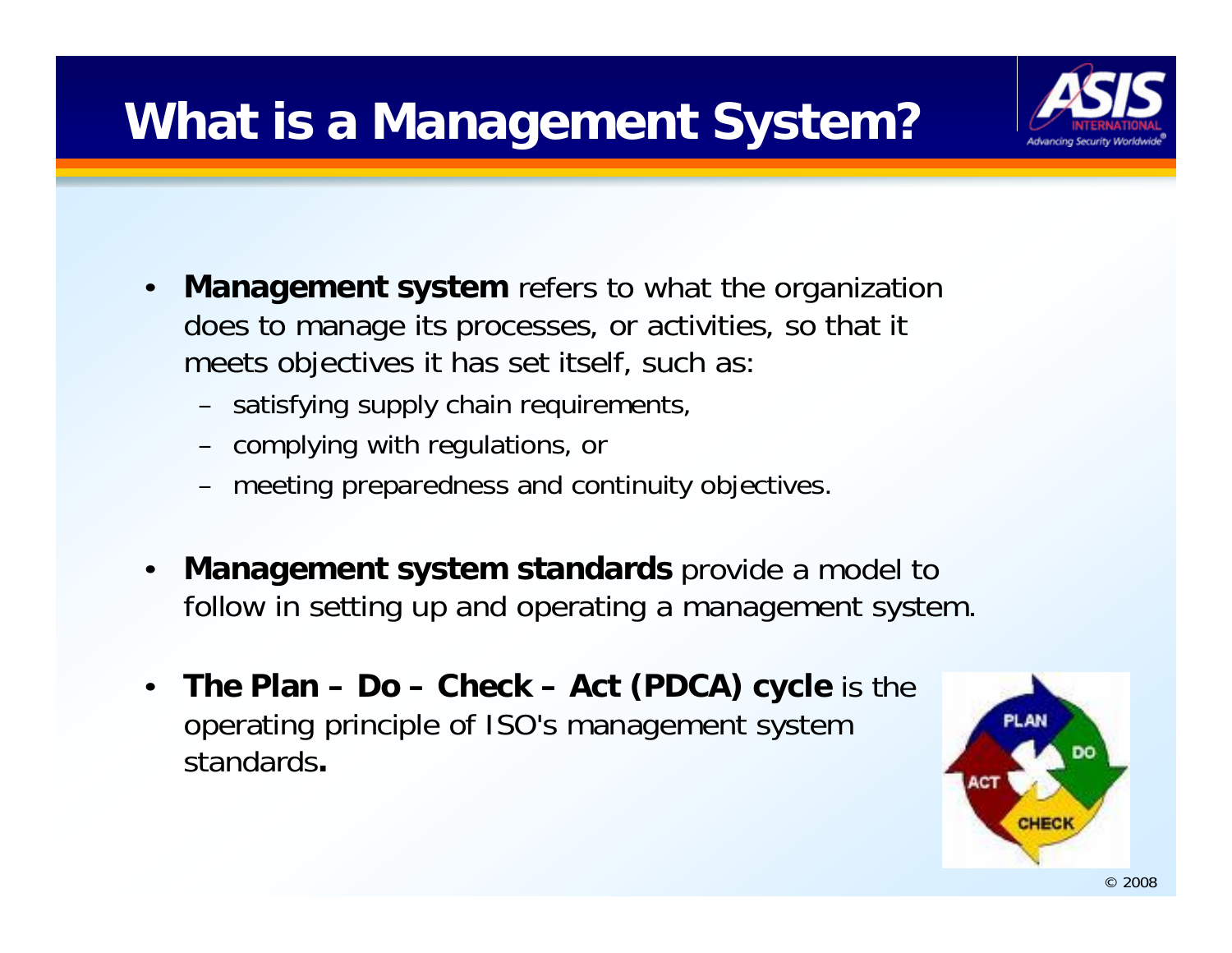# What is a Management System?

- **Management system** refers to what the organization does to manage its processes, or activities, so that it meets objectives it has set itself, such as:
  - satisfying supply chain requirements,
  - complying with regulations, or
  - meeting preparedness and continuity objectives.
- **Management system standards** provide a model to follow in setting up and operating a management system.
- **The Plan – Do – Check – Act (PDCA) cycle** is the operating principle of ISO's management system standards.

© 2008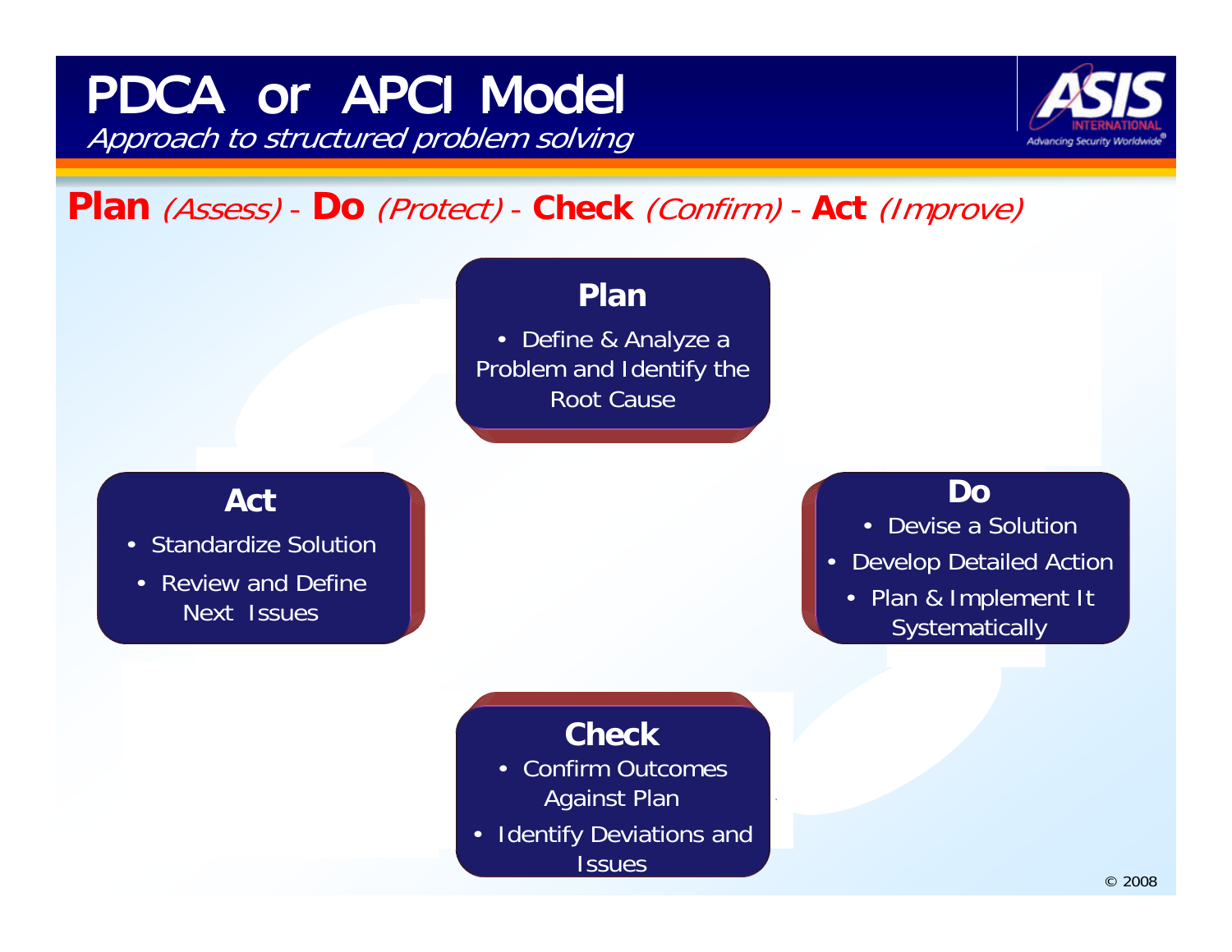# PDCA or APCI Model

*Approach to structured problem solving*

**Plan** *(Assess)* - **Do** *(Protect)* - **Check** *(Confirm)* - **Act** *(Improve)*

### Plan

- Define & Analyze a Problem and Identify the Root Cause

### Do

- Devise a Solution
- Develop Detailed Action
- Plan & Implement It Systematically

### Check

- Confirm Outcomes Against Plan
- Identify Deviations and Issues

### Act

- Standardize Solution
- Review and Define Next Issues

© 2008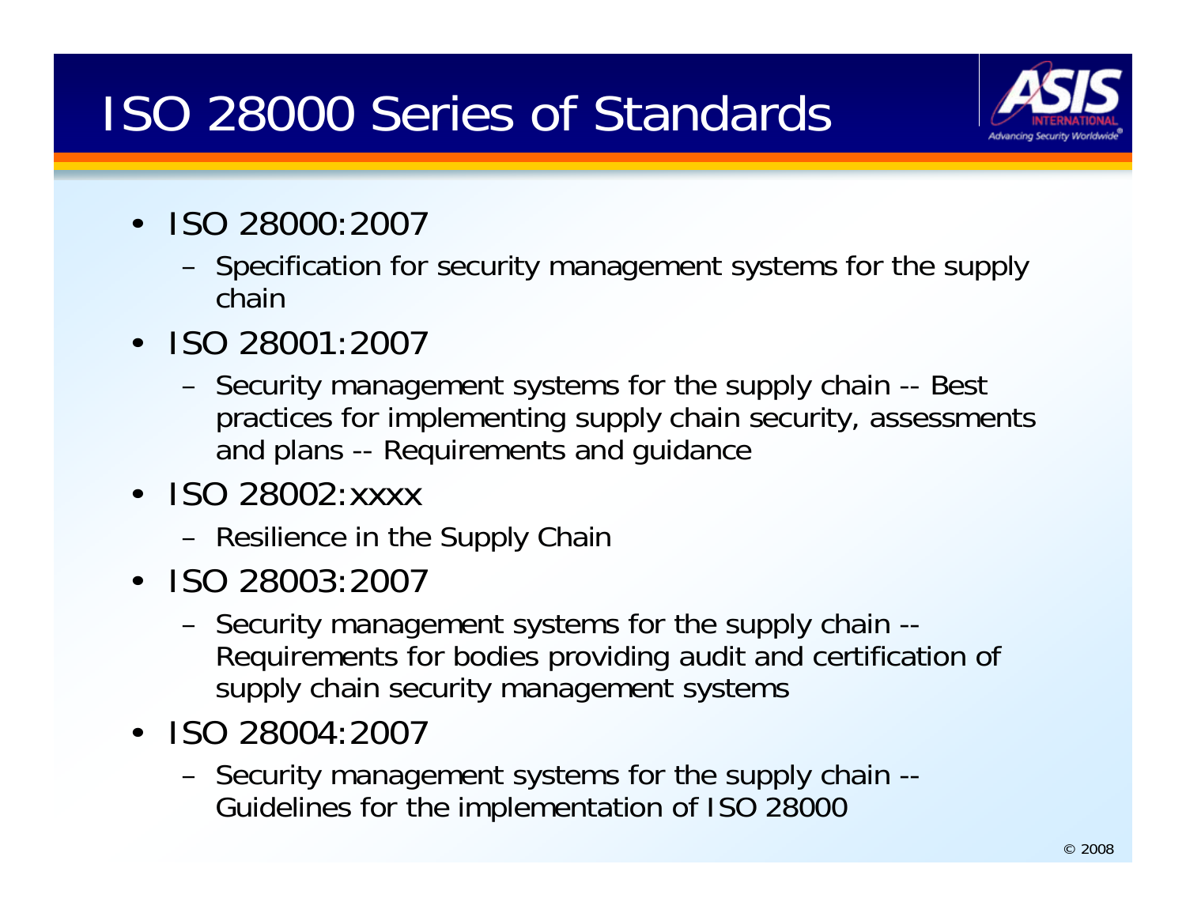# ISO 28000 Series of Standards

- ISO 28000:2007
  - Specification for security management systems for the supply chain
- ISO 28001:2007
  - Security management systems for the supply chain -- Best practices for implementing supply chain security, assessments and plans -- Requirements and guidance
- ISO 28002:xxxx
  - Resilience in the Supply Chain
- ISO 28003:2007
  - Security management systems for the supply chain -- Requirements for bodies providing audit and certification of supply chain security management systems
- ISO 28004:2007
  - Security management systems for the supply chain -- Guidelines for the implementation of ISO 28000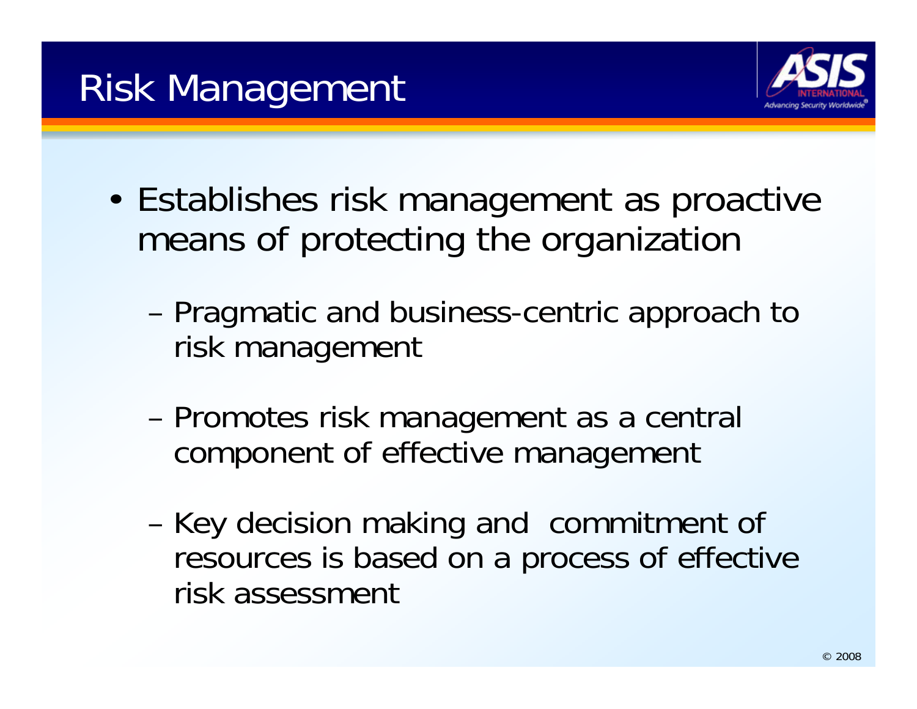# Risk Management

- Establishes risk management as proactive means of protecting the organization
  - Pragmatic and business-centric approach to risk management
  - Promotes risk management as a central component of effective management
  - Key decision making and commitment of resources is based on a process of effective risk assessment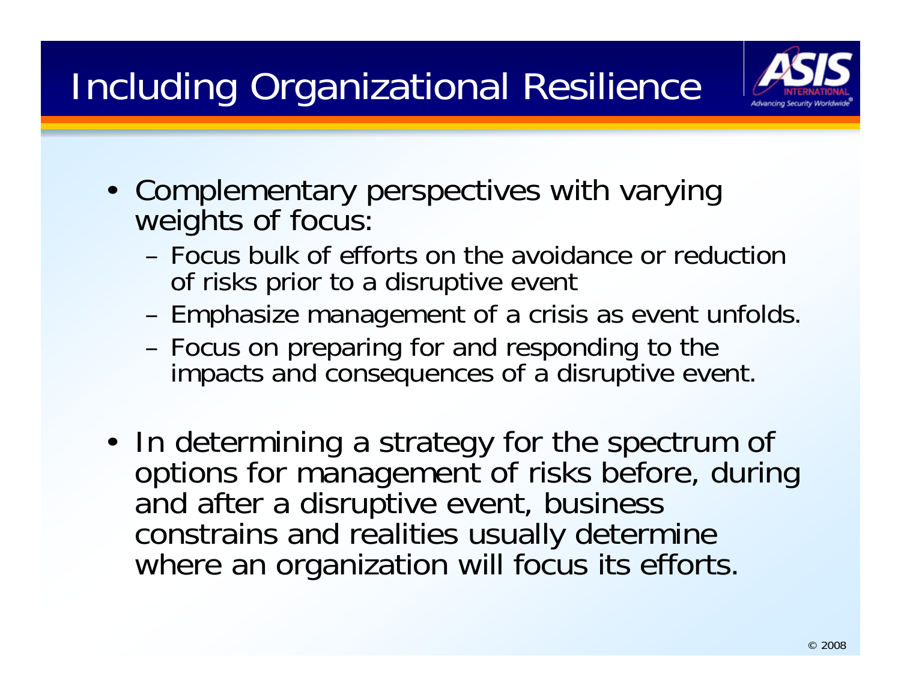# Including Organizational Resilience

- Complementary perspectives with varying weights of focus:
  - Focus bulk of efforts on the avoidance or reduction of risks prior to a disruptive event
  - Emphasize management of a crisis as event unfolds.
  - Focus on preparing for and responding to the impacts and consequences of a disruptive event.

- In determining a strategy for the spectrum of options for management of risks before, during and after a disruptive event, business constrains and realities usually determine where an organization will focus its efforts.

© 2008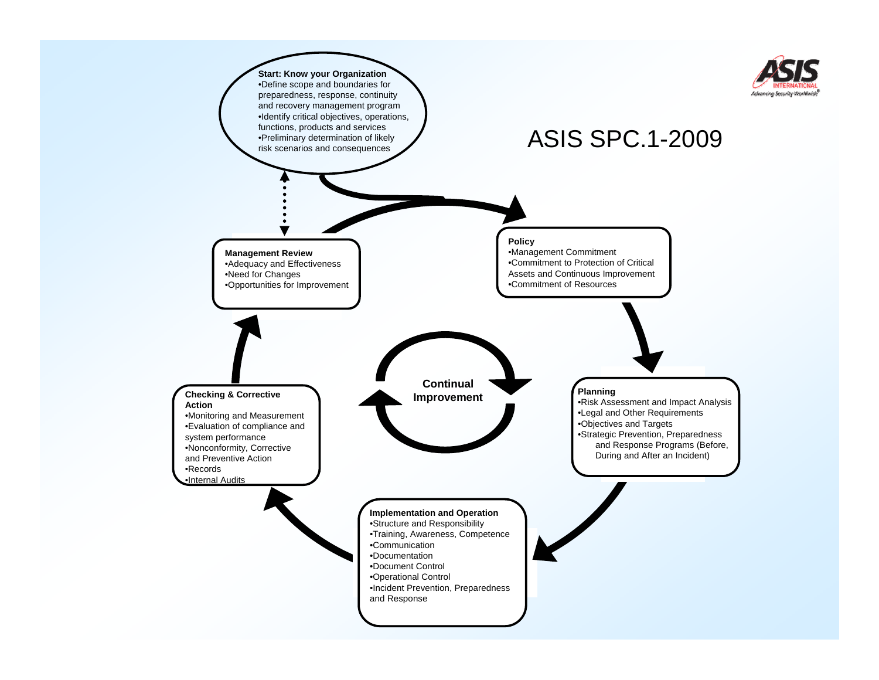# ASIS SPC.1-2009

**Start: Know your Organization**
- Define scope and boundaries for preparedness, response, continuity and recovery management program
- Identify critical objectives, operations, functions, products and services
- Preliminary determination of likely risk scenarios and consequences

**Policy**
- Management Commitment
- Commitment to Protection of Critical Assets and Continuous Improvement
- Commitment of Resources

**Planning**
- Risk Assessment and Impact Analysis
- Legal and Other Requirements
- Objectives and Targets
- Strategic Prevention, Preparedness and Response Programs (Before, During and After an Incident)

**Implementation and Operation**
- Structure and Responsibility
- Training, Awareness, Competence
- Communication
- Documentation
- Document Control
- Operational Control
- Incident Prevention, Preparedness and Response

**Checking & Corrective Action**
- Monitoring and Measurement
- Evaluation of compliance and system performance
- Nonconformity, Corrective and Preventive Action
- Records
- Internal Audits

**Management Review**
- Adequacy and Effectiveness
- Need for Changes
- Opportunities for Improvement

**Continual Improvement**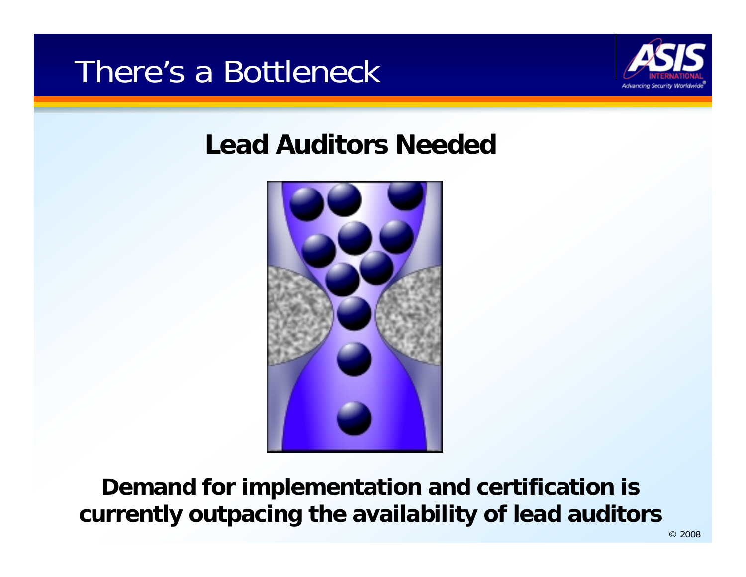# There's a Bottleneck

## Lead Auditors Needed

**Demand for implementation and certification is currently outpacing the availability of lead auditors**

© 2008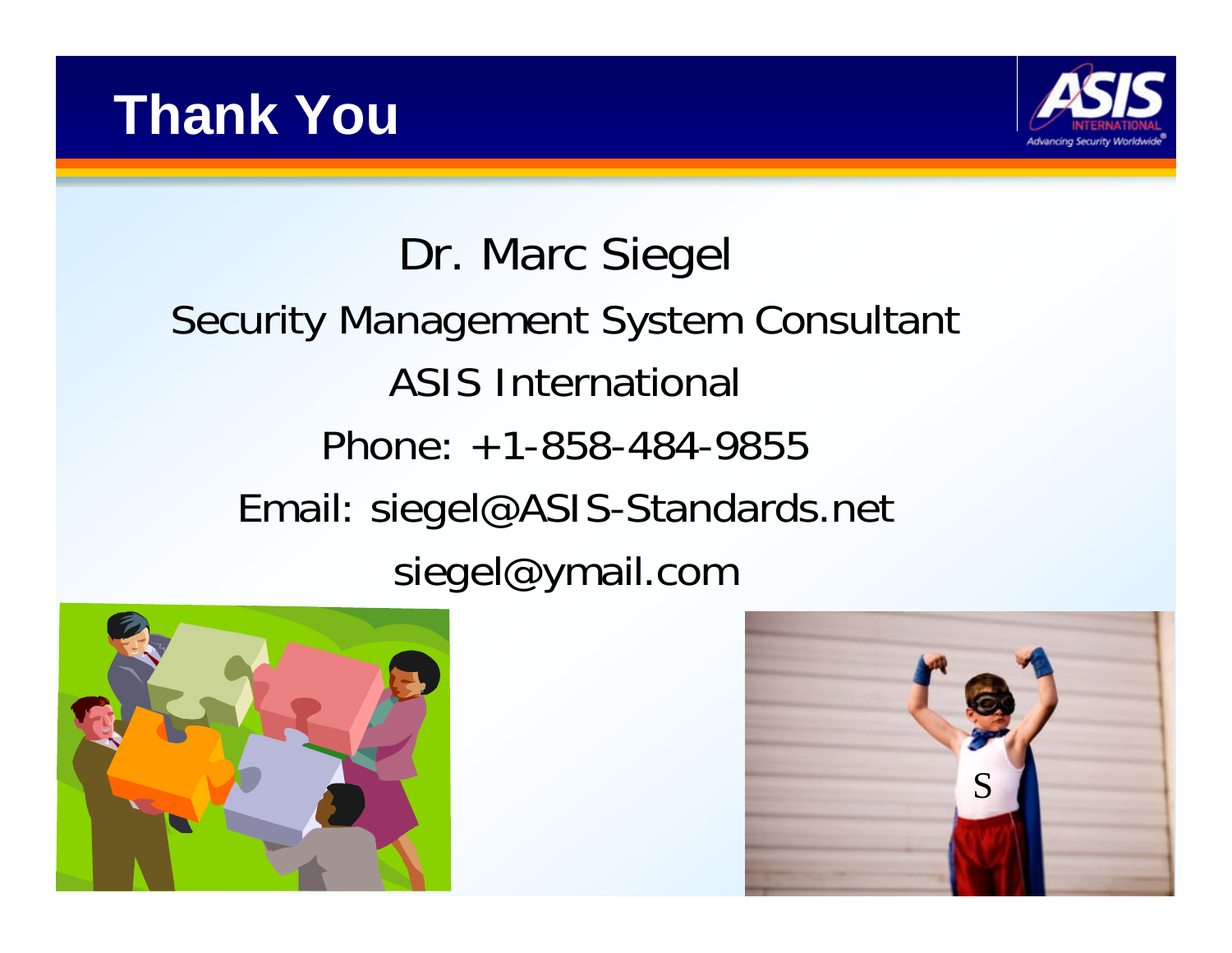# Thank You

Dr. Marc Siegel

Security Management System Consultant

ASIS International

Phone: +1-858-484-9855

Email: siegel@ASIS-Standards.net

siegel@ymail.com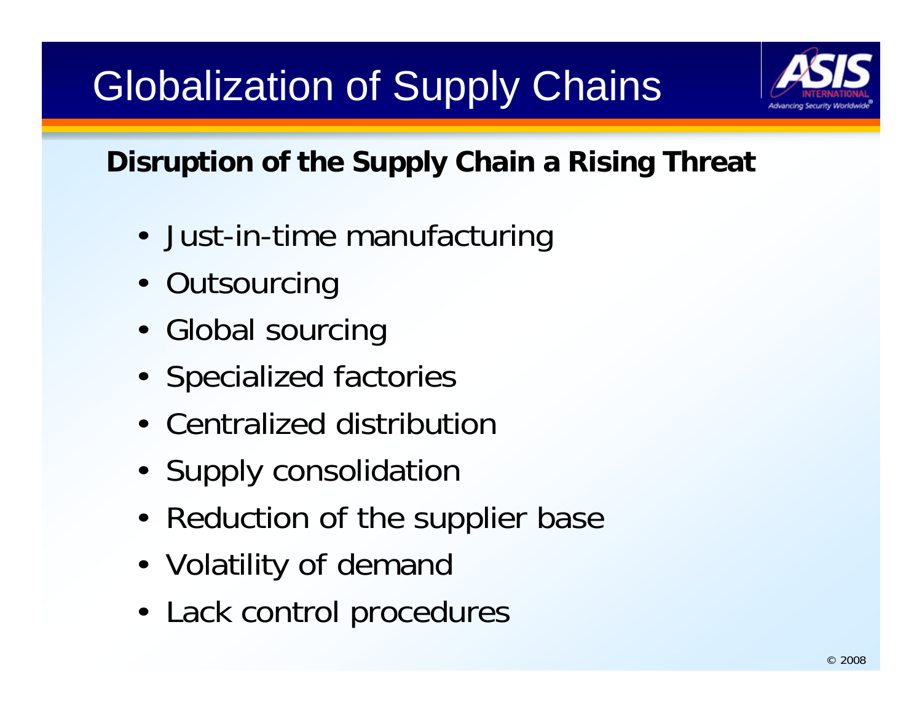# Globalization of Supply Chains

**Disruption of the Supply Chain a Rising Threat**

- Just-in-time manufacturing
- Outsourcing
- Global sourcing
- Specialized factories
- Centralized distribution
- Supply consolidation
- Reduction of the supplier base
- Volatility of demand
- Lack control procedures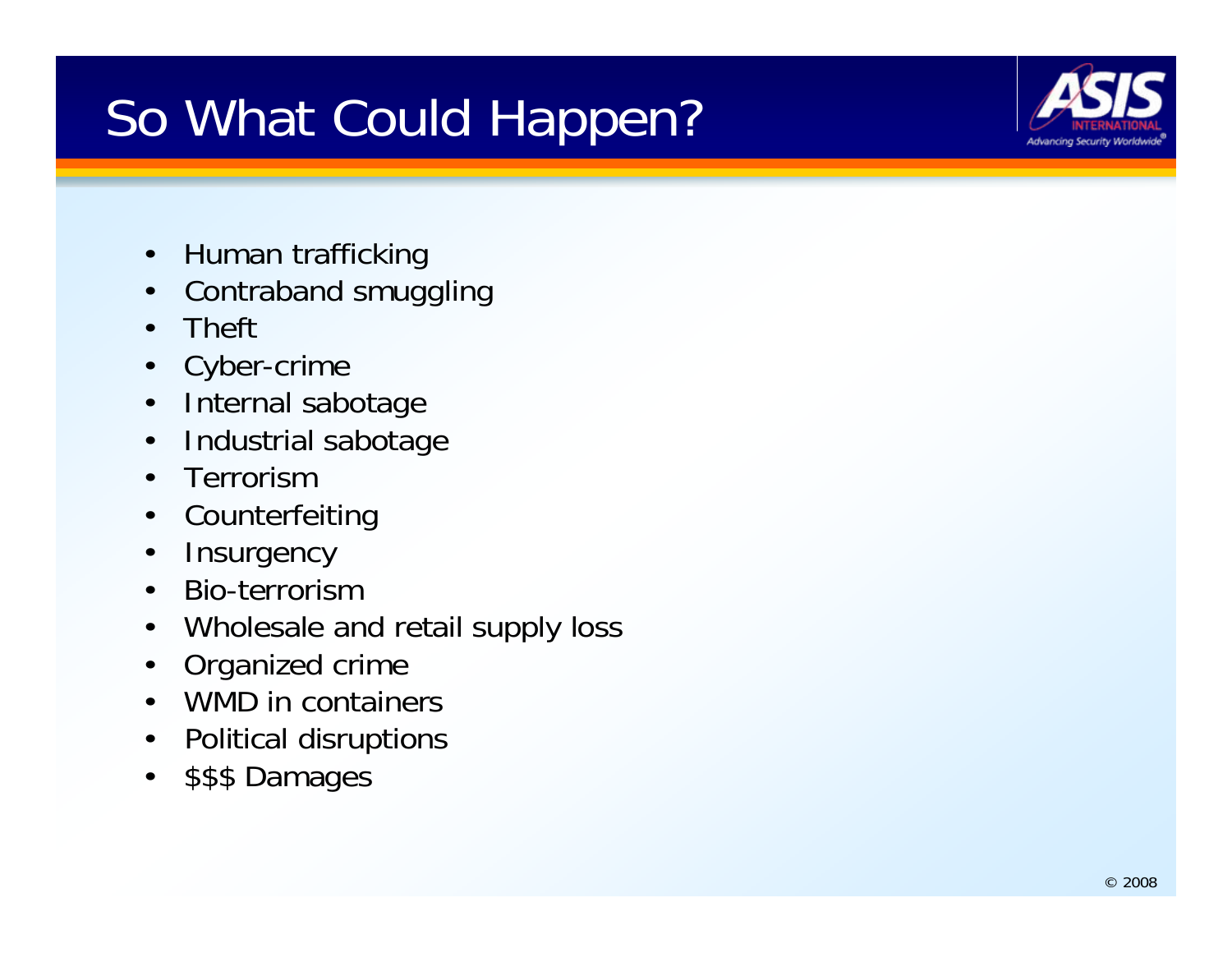# So What Could Happen?

- Human trafficking
- Contraband smuggling
- Theft
- Cyber-crime
- Internal sabotage
- Industrial sabotage
- Terrorism
- Counterfeiting
- Insurgency
- Bio-terrorism
- Wholesale and retail supply loss
- Organized crime
- WMD in containers
- Political disruptions
- $$$ Damages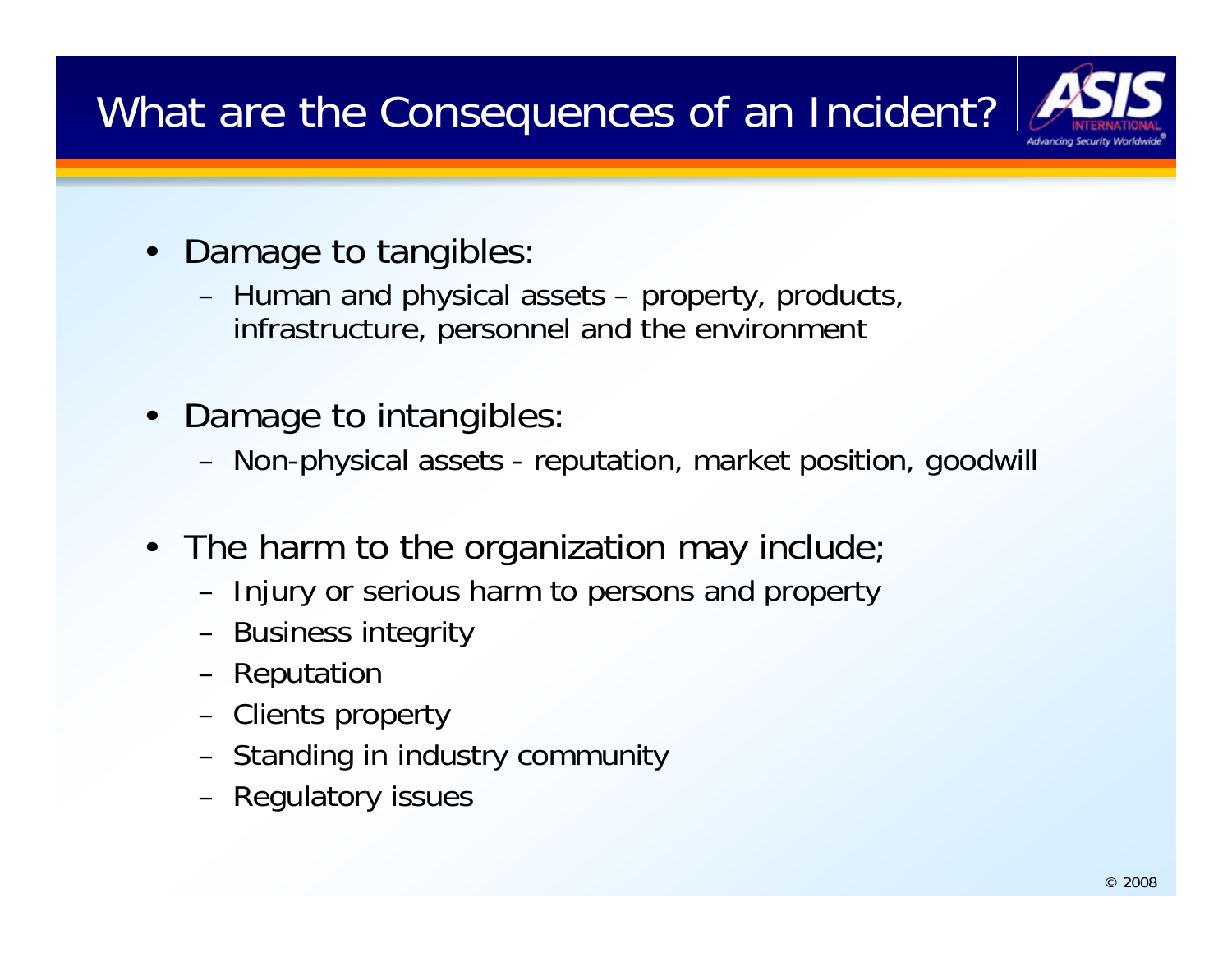# What are the Consequences of an Incident?

- Damage to tangibles:
  - Human and physical assets – property, products, infrastructure, personnel and the environment
- Damage to intangibles:
  - Non-physical assets - reputation, market position, goodwill
- The harm to the organization may include;
  - Injury or serious harm to persons and property
  - Business integrity
  - Reputation
  - Clients property
  - Standing in industry community
  - Regulatory issues